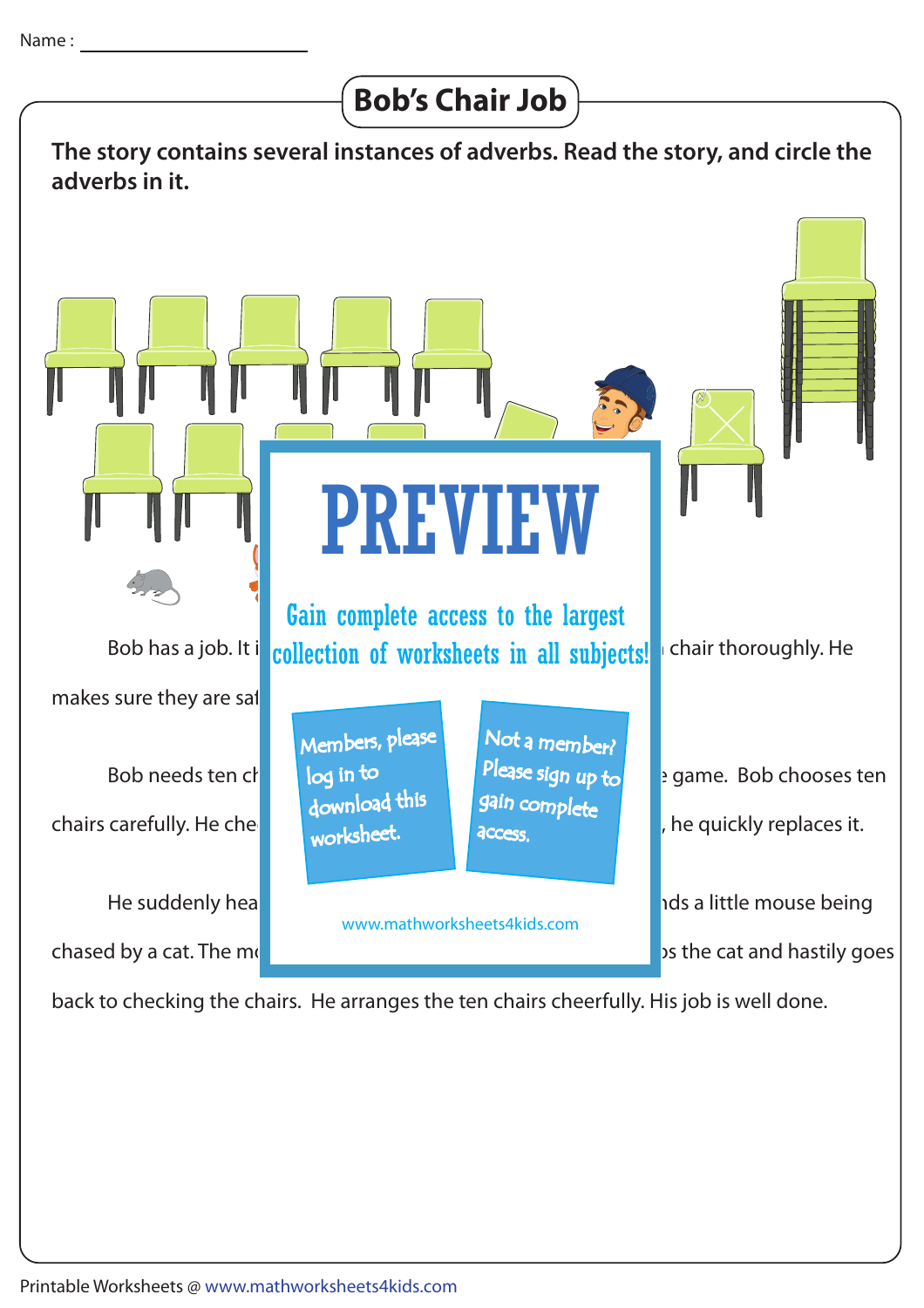Name : ______________________

# Bob's Chair Job

**The story contains several instances of adverbs. Read the story, and circle the adverbs in it.**

Bob has a job. It i collection of worksheets in all subjects! chair thoroughly. He

makes sure they are saf

Bob needs ten ch game. Bob chooses ten

chairs carefully. He che , he quickly replaces it.

He suddenly hea nds a little mouse being

chased by a cat. The mo ps the cat and hastily goes

back to checking the chairs. He arranges the ten chairs cheerfully. His job is well done.

PREVIEW

Gain complete access to the largest collection of worksheets in all subjects!

Members, please log in to download this worksheet.

Not a member? Please sign up to gain complete access.

www.mathworksheets4kids.com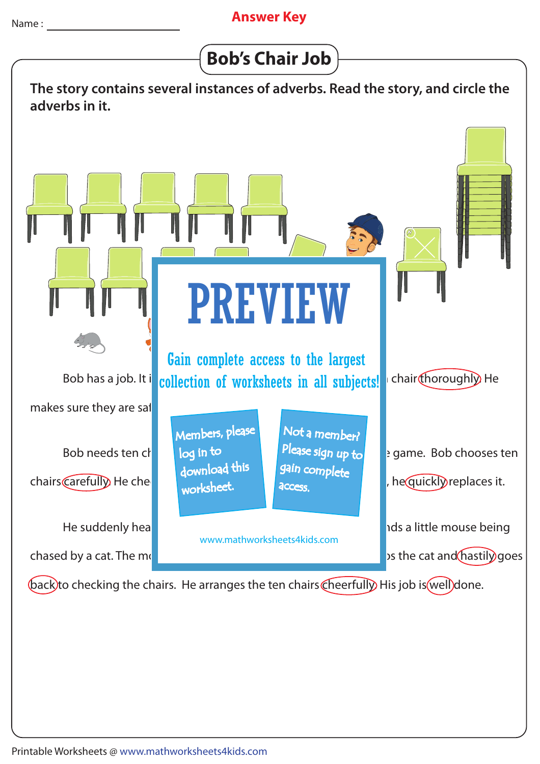Name :

**Answer Key**

# Bob's Chair Job

**The story contains several instances of adverbs. Read the story, and circle the adverbs in it.**

PREVIEW

Gain complete access to the largest collection of worksheets in all subjects!

Members, please log in to download this worksheet.

Not a member? Please sign up to gain complete access.

www.mathworksheets4kids.com

Bob has a job. It i chair thoroughly. He

makes sure they are saf

Bob needs ten ch e game. Bob chooses ten

chairs carefully. He che , he quickly replaces it.

He suddenly hea nds a little mouse being

chased by a cat. The mo os the cat and hastily goes

back to checking the chairs. He arranges the ten chairs cheerfully. His job is well done.